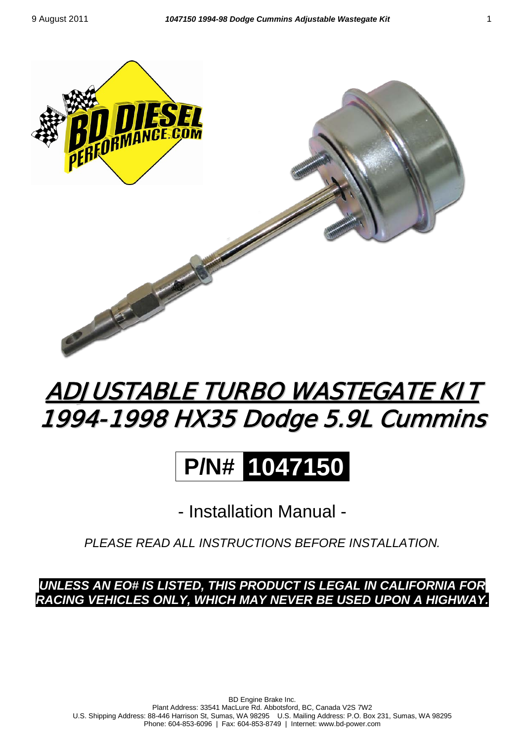# ADJUSTABLE TURBO WASTEGATE KIT
# 1994-1998 HX35 Dodge 5.9L Cummins

## P/N# 1047150

- Installation Manual -

*PLEASE READ ALL INSTRUCTIONS BEFORE INSTALLATION.*

***UNLESS AN EO# IS LISTED, THIS PRODUCT IS LEGAL IN CALIFORNIA FOR RACING VEHICLES ONLY, WHICH MAY NEVER BE USED UPON A HIGHWAY.***

BD Engine Brake Inc.
Plant Address: 33541 MacLure Rd. Abbotsford, BC, Canada V2S 7W2
U.S. Shipping Address: 88-446 Harrison St, Sumas, WA 98295 U.S. Mailing Address: P.O. Box 231, Sumas, WA 98295
Phone: 604-853-6096 | Fax: 604-853-8749 | Internet: www.bd-power.com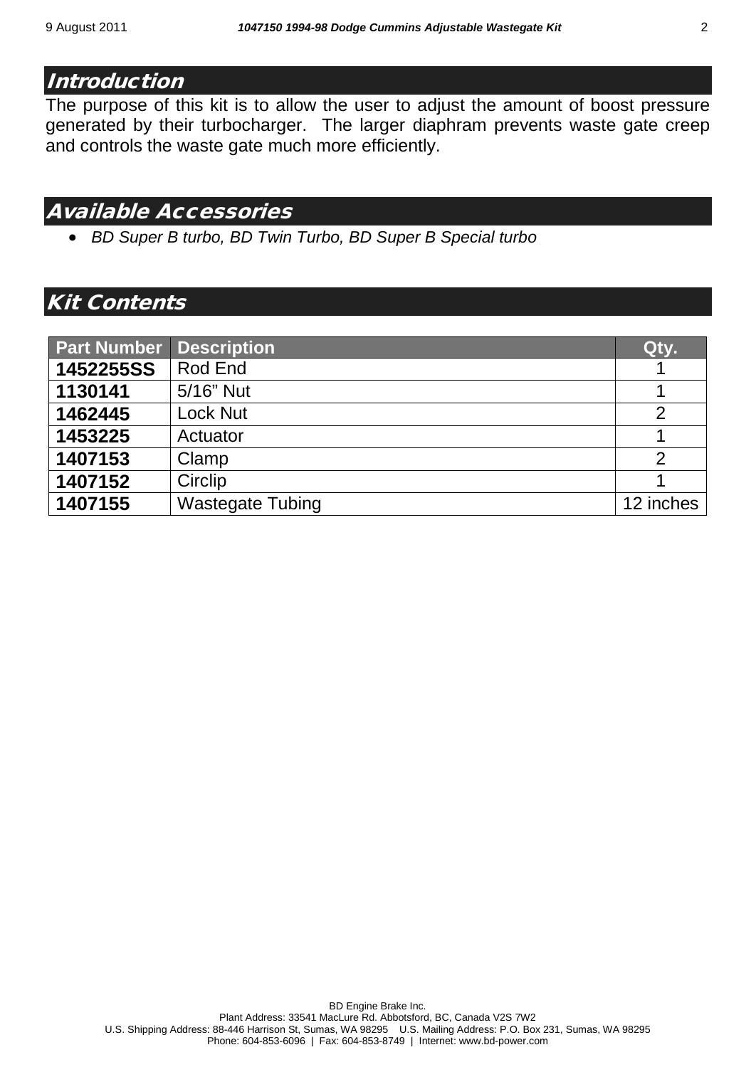## Introduction

The purpose of this kit is to allow the user to adjust the amount of boost pressure generated by their turbocharger. The larger diaphram prevents waste gate creep and controls the waste gate much more efficiently.

## Available Accessories

- *BD Super B turbo, BD Twin Turbo, BD Super B Special turbo*

## Kit Contents

| Part Number | Description | Qty. |
|---|---|---|
| **1452255SS** | Rod End | 1 |
| **1130141** | 5/16" Nut | 1 |
| **1462445** | Lock Nut | 2 |
| **1453225** | Actuator | 1 |
| **1407153** | Clamp | 2 |
| **1407152** | Circlip | 1 |
| **1407155** | Wastegate Tubing | 12 inches |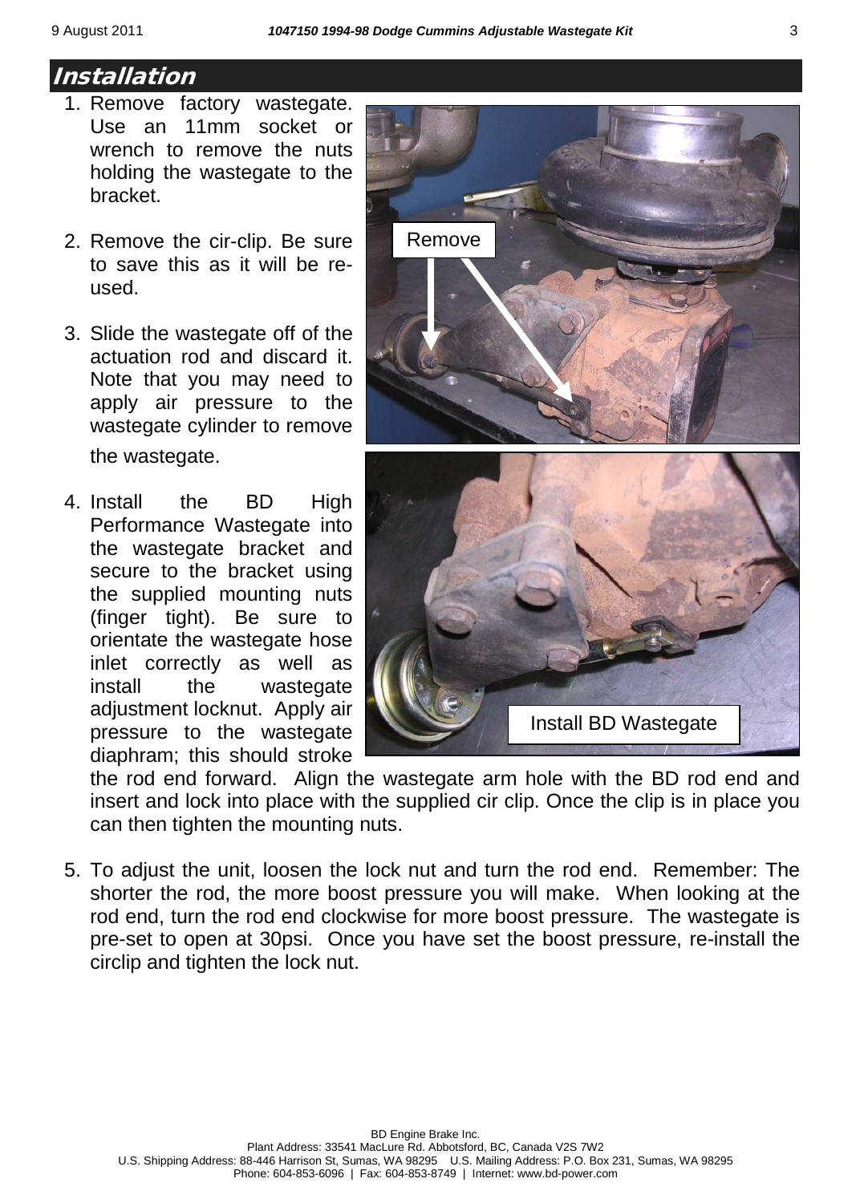## Installation

1. Remove factory wastegate. Use an 11mm socket or wrench to remove the nuts holding the wastegate to the bracket.

2. Remove the cir-clip. Be sure to save this as it will be re-used.

3. Slide the wastegate off of the actuation rod and discard it. Note that you may need to apply air pressure to the wastegate cylinder to remove the wastegate.

4. Install the BD High Performance Wastegate into the wastegate bracket and secure to the bracket using the supplied mounting nuts (finger tight). Be sure to orientate the wastegate hose inlet correctly as well as install the wastegate adjustment locknut. Apply air pressure to the wastegate diaphram; this should stroke the rod end forward. Align the wastegate arm hole with the BD rod end and insert and lock into place with the supplied cir clip. Once the clip is in place you can then tighten the mounting nuts.

5. To adjust the unit, loosen the lock nut and turn the rod end. Remember: The shorter the rod, the more boost pressure you will make. When looking at the rod end, turn the rod end clockwise for more boost pressure. The wastegate is pre-set to open at 30psi. Once you have set the boost pressure, re-install the circlip and tighten the lock nut.

BD Engine Brake Inc.
Plant Address: 33541 MacLure Rd. Abbotsford, BC, Canada V2S 7W2
U.S. Shipping Address: 88-446 Harrison St, Sumas, WA 98295 U.S. Mailing Address: P.O. Box 231, Sumas, WA 98295
Phone: 604-853-6096 | Fax: 604-853-8749 | Internet: www.bd-power.com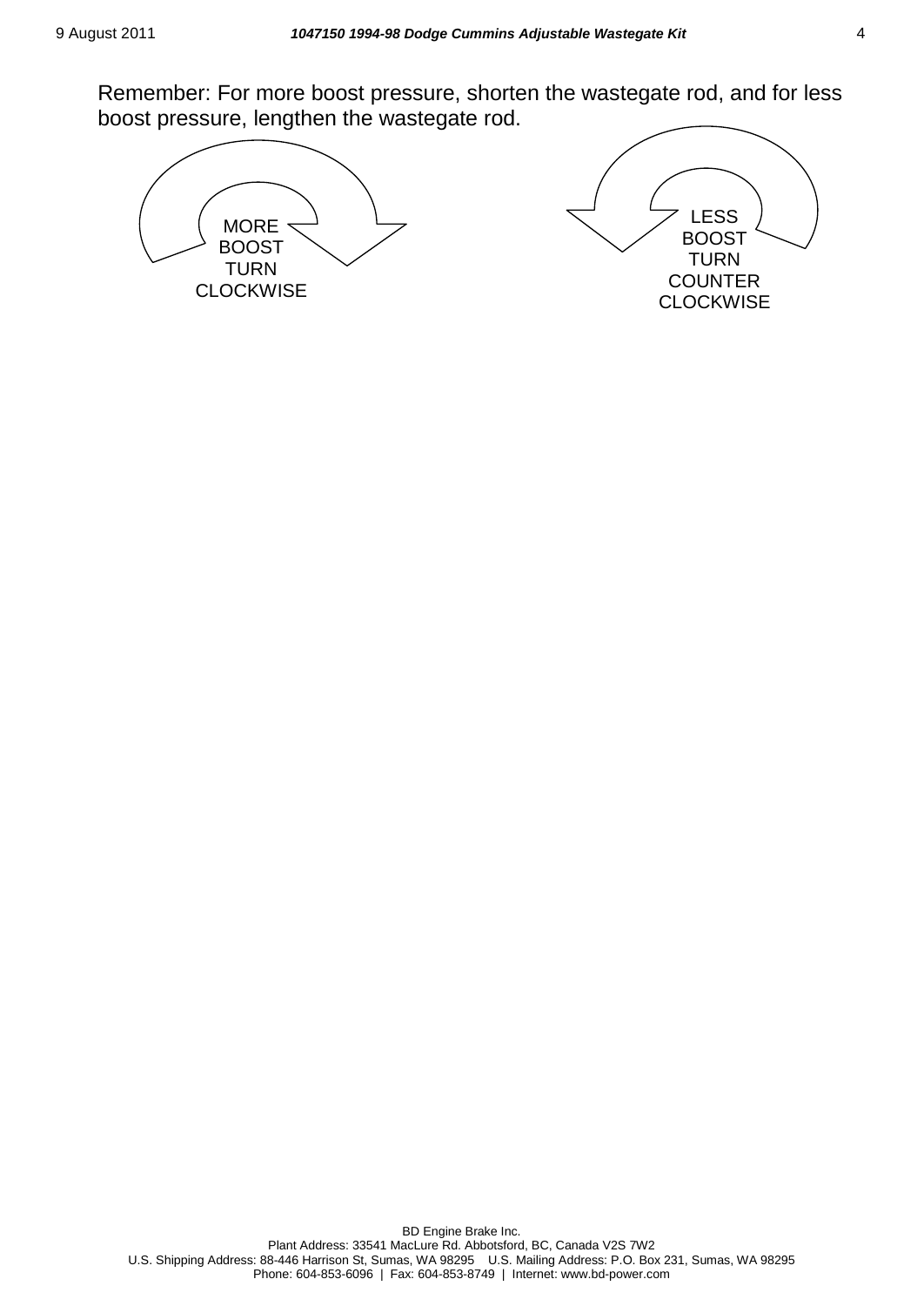Remember: For more boost pressure, shorten the wastegate rod, and for less boost pressure, lengthen the wastegate rod.

MORE
BOOST
TURN
CLOCKWISE

LESS
BOOST
TURN
COUNTER
CLOCKWISE

BD Engine Brake Inc.
Plant Address: 33541 MacLure Rd. Abbotsford, BC, Canada V2S 7W2
U.S. Shipping Address: 88-446 Harrison St, Sumas, WA 98295 U.S. Mailing Address: P.O. Box 231, Sumas, WA 98295
Phone: 604-853-6096 | Fax: 604-853-8749 | Internet: www.bd-power.com